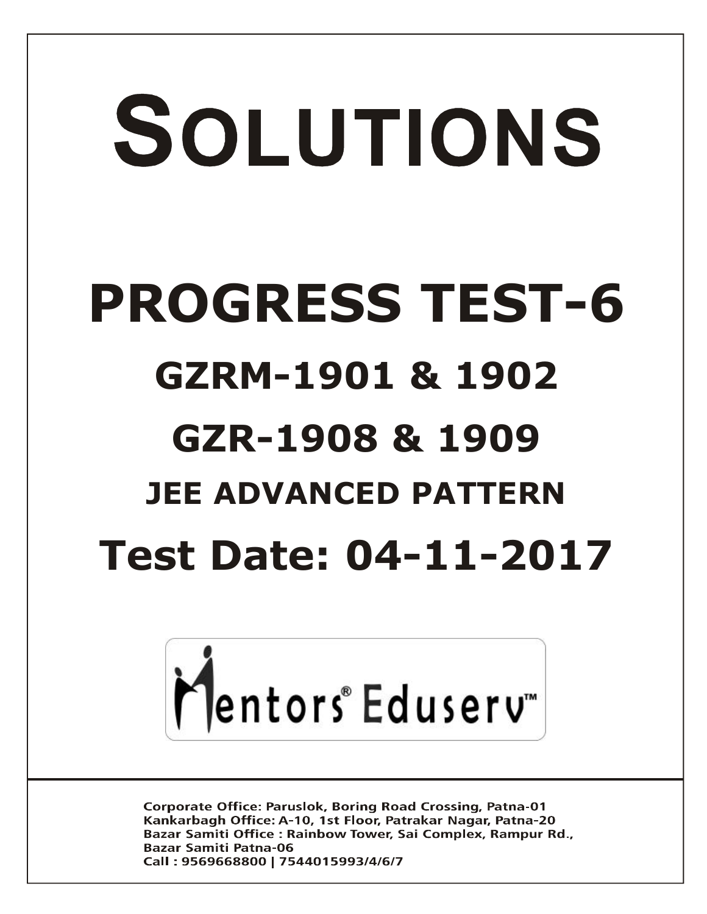# SOLUTIONS

# PROGRESS TEST-6

## GZRM-1901 & 1902

## GZR-1908 & 1909

### JEE ADVANCED PATTERN

## Test Date: 04-11-2017

Mentors® Eduserv™

Corporate Office: Paruslok, Boring Road Crossing, Patna-01
Kankarbagh Office: A-10, 1st Floor, Patrakar Nagar, Patna-20
Bazar Samiti Office : Rainbow Tower, Sai Complex, Rampur Rd., Bazar Samiti Patna-06
Call : 9569668800 | 7544015993/4/6/7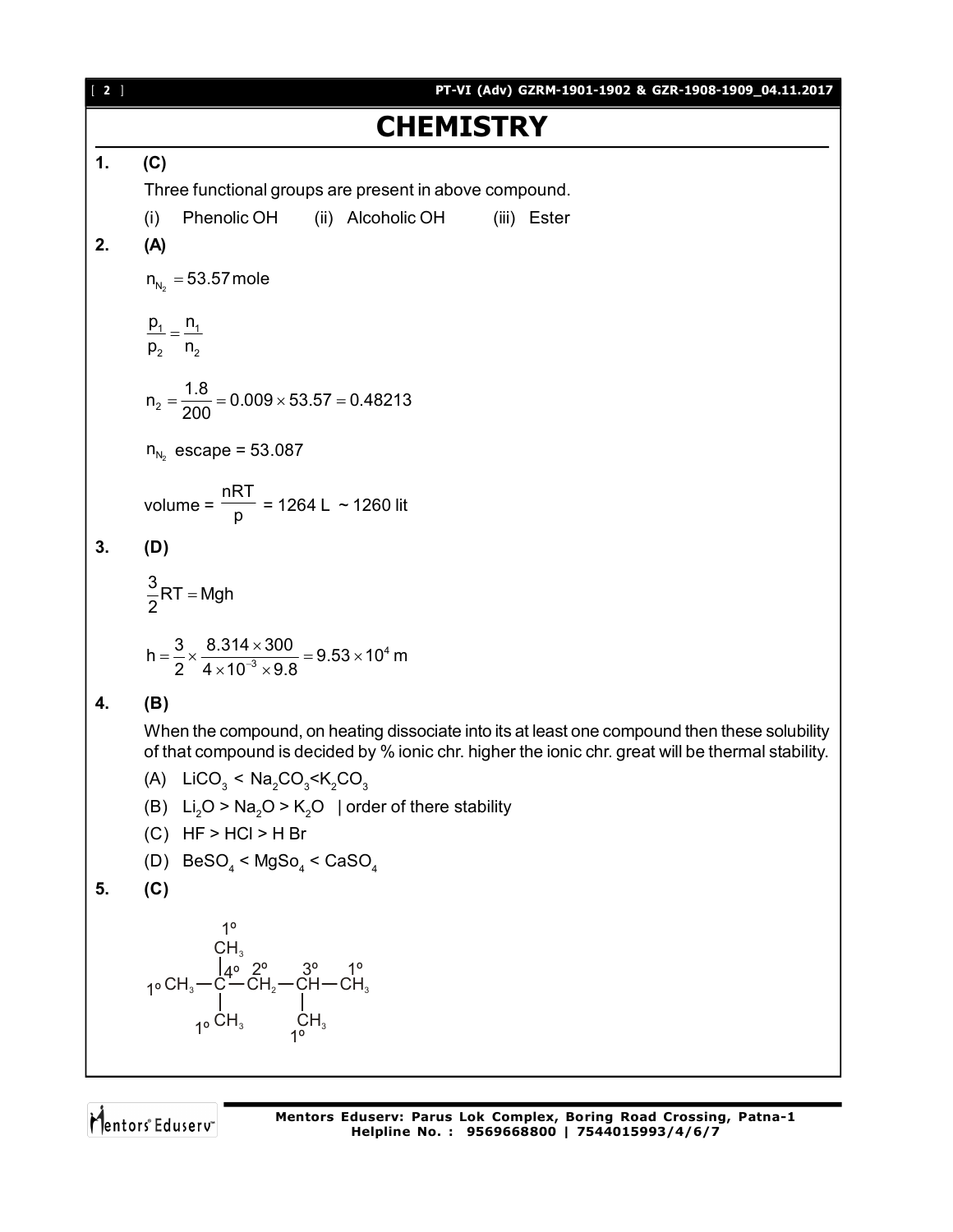# CHEMISTRY

**1. (C)**

Three functional groups are present in above compound.

(i) Phenolic OH (ii) Alcoholic OH (iii) Ester

**2. (A)**

$n_{N_2} = 53.57\,\text{mole}$

$$\frac{p_1}{p_2} = \frac{n_1}{n_2}$$

$$n_2 = \frac{1.8}{200} = 0.009 \times 53.57 = 0.48213$$

$n_{N_2}$ escape = 53.087

$$\text{volume} = \frac{nRT}{p} = 1264\text{ L} \sim 1260\text{ lit}$$

**3. (D)**

$$\frac{3}{2}RT = Mgh$$

$$h = \frac{3}{2} \times \frac{8.314 \times 300}{4 \times 10^{-3} \times 9.8} = 9.53 \times 10^4\text{ m}$$

**4. (B)**

When the compound, on heating dissociate into its at least one compound then these solubility of that compound is decided by % ionic chr. higher the ionic chr. great will be thermal stability.

(A) $LiCO_3 < Na_2CO_3 < K_2CO_3$

(B) $Li_2O > Na_2O > K_2O$ | order of there stability

(C) $HF > HCl > H\,Br$

(D) $BeSO_4 < MgSo_4 < CaSO_4$

**5. (C)**

```
          1°
          CH3
          |4°  2°     3°    1°
1° CH3 —  C —  CH2 —  CH —  CH3
          |           |
       1° CH3         CH3
                      1°
```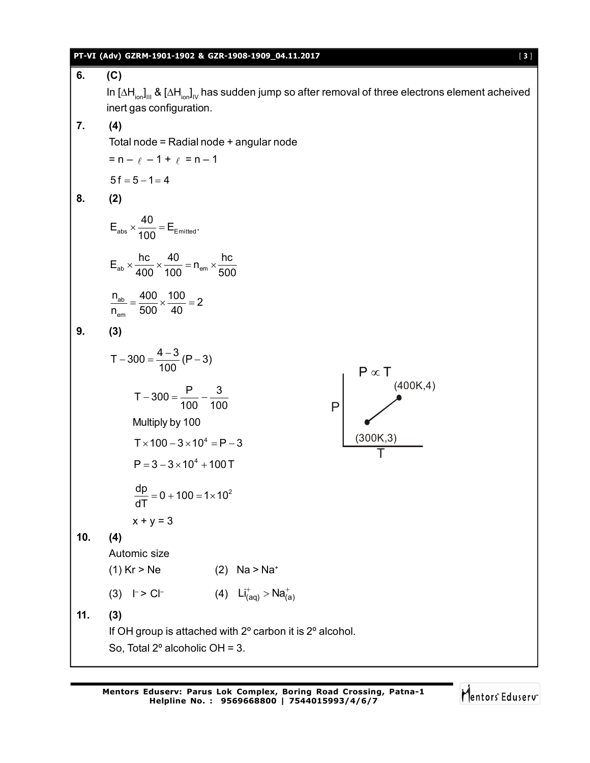**6.** **(C)**

In $[\Delta H_{ion}]_{III}$ & $[\Delta H_{ion}]_{IV}$ has sudden jump so after removal of three electrons element acheived inert gas configuration.

**7.** **(4)**

Total node = Radial node + angular node

$= n - \ell - 1 + \ell = n - 1$

$5f = 5 - 1 = 4$

**8.** **(2)**

$$E_{abs} \times \frac{40}{100} = E_{Emitted}.$$

$$E_{ab} \times \frac{hc}{400} \times \frac{40}{100} = n_{em} \times \frac{hc}{500}$$

$$\frac{n_{ab}}{n_{em}} = \frac{400}{500} \times \frac{100}{40} = 2$$

**9.** **(3)**

$$T - 300 = \frac{4-3}{100}(P-3)$$

$$T - 300 = \frac{P}{100} - \frac{3}{100}$$

Multiply by 100

$$T \times 100 - 3 \times 10^4 = P - 3$$

$$P = 3 - 3 \times 10^4 + 100T$$

$$\frac{dp}{dT} = 0 + 100 = 1 \times 10^2$$

$x + y = 3$

$P \propto T$

(400K,4)

(300K,3)

**10.** **(4)**

Automic size

(1) Kr > Ne (2) $Na > Na^+$

(3) $I^- > Cl^-$ (4) $Li^+_{(aq)} > Na^+_{(a)}$

**11.** **(3)**

If OH group is attached with 2º carbon it is 2º alcohol.

So, Total 2º alcoholic OH = 3.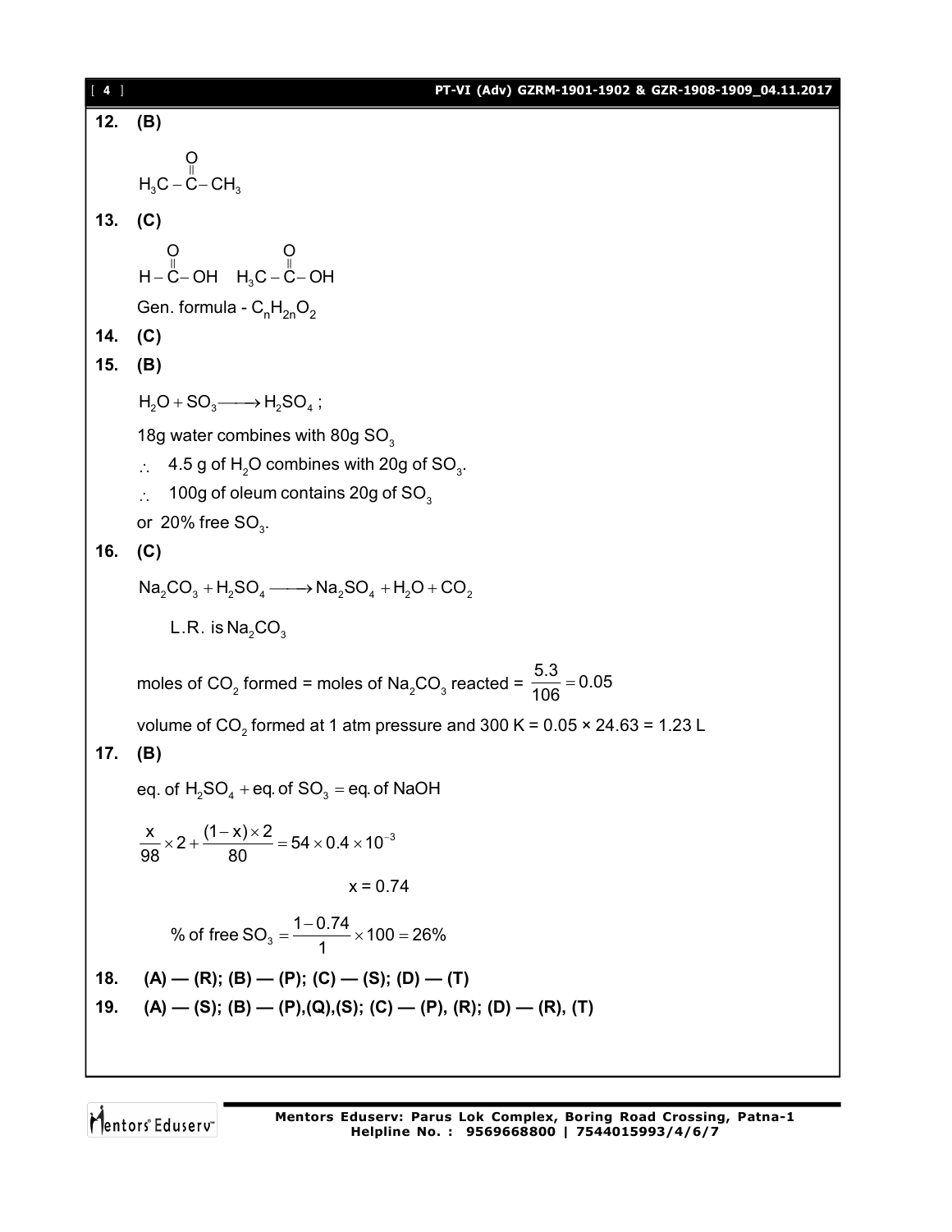**12. (B)**

$$H_3C - \overset{\overset{O}{\|}}{C} - CH_3$$

**13. (C)**

$$H - \overset{\overset{O}{\|}}{C} - OH \quad H_3C - \overset{\overset{O}{\|}}{C} - OH$$

Gen. formula - $C_nH_{2n}O_2$

**14. (C)**

**15. (B)**

$H_2O + SO_3 \longrightarrow H_2SO_4$ ;

18g water combines with 80g $SO_3$

$\therefore$ 4.5 g of $H_2O$ combines with 20g of $SO_3$.

$\therefore$ 100g of oleum contains 20g of $SO_3$

or 20% free $SO_3$.

**16. (C)**

$Na_2CO_3 + H_2SO_4 \longrightarrow Na_2SO_4 + H_2O + CO_2$

L.R. is $Na_2CO_3$

moles of $CO_2$ formed = moles of $Na_2CO_3$ reacted = $\frac{5.3}{106} = 0.05$

volume of $CO_2$ formed at 1 atm pressure and 300 K = 0.05 × 24.63 = 1.23 L

**17. (B)**

eq. of $H_2SO_4$ + eq. of $SO_3$ = eq. of NaOH

$$\frac{x}{98} \times 2 + \frac{(1-x)\times 2}{80} = 54 \times 0.4 \times 10^{-3}$$

$$x = 0.74$$

$$\% \text{ of free } SO_3 = \frac{1-0.74}{1} \times 100 = 26\%$$

**18. (A) — (R); (B) — (P); (C) — (S); (D) — (T)**

**19. (A) — (S); (B) — (P),(Q),(S); (C) — (P), (R); (D) — (R), (T)**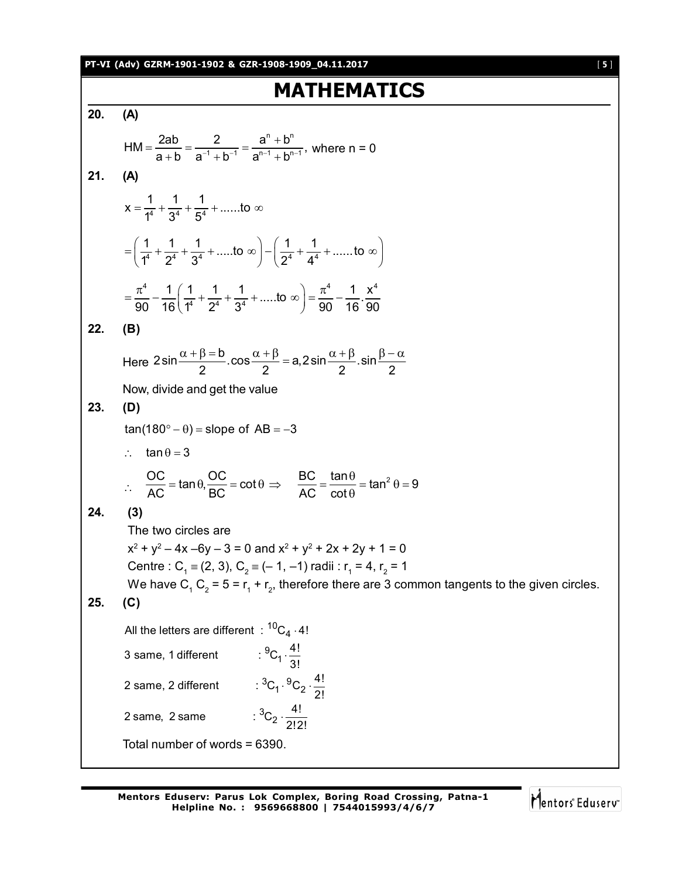# MATHEMATICS

**20.** **(A)**

$$HM = \frac{2ab}{a+b} = \frac{2}{a^{-1}+b^{-1}} = \frac{a^n + b^n}{a^{n-1}+b^{n-1}}, \text{ where } n = 0$$

**21.** **(A)**

$$x = \frac{1}{1^4} + \frac{1}{3^4} + \frac{1}{5^4} + ......\text{to } \infty$$

$$= \left(\frac{1}{1^4} + \frac{1}{2^4} + \frac{1}{3^4} + .....\text{to } \infty\right) - \left(\frac{1}{2^4} + \frac{1}{4^4} + ......\text{to } \infty\right)$$

$$= \frac{\pi^4}{90} - \frac{1}{16}\left(\frac{1}{1^4} + \frac{1}{2^4} + \frac{1}{3^4} + .....\text{to } \infty\right) = \frac{\pi^4}{90} - \frac{1}{16}.\frac{x^4}{90}$$

**22.** **(B)**

Here $2\sin\frac{\alpha+\beta=b}{2}.\cos\frac{\alpha+\beta}{2} = a, 2\sin\frac{\alpha+\beta}{2}.\sin\frac{\beta-\alpha}{2}$

Now, divide and get the value

**23.** **(D)**

$\tan(180° - \theta) = \text{slope of } AB = -3$

$\therefore \quad \tan\theta = 3$

$\therefore \quad \frac{OC}{AC} = \tan\theta, \frac{OC}{BC} = \cot\theta \Rightarrow \quad \frac{BC}{AC} = \frac{\tan\theta}{\cot\theta} = \tan^2\theta = 9$

**24.** **(3)**

The two circles are

$x^2 + y^2 - 4x - 6y - 3 = 0$ and $x^2 + y^2 + 2x + 2y + 1 = 0$

Centre : $C_1 \equiv (2, 3)$, $C_2 \equiv (-1, -1)$ radii : $r_1 = 4$, $r_2 = 1$

We have $C_1 C_2 = 5 = r_1 + r_2$, therefore there are 3 common tangents to the given circles.

**25.** **(C)**

All the letters are different : ${}^{10}C_4 \cdot 4!$

3 same, 1 different : ${}^{9}C_1 \cdot \frac{4!}{3!}$

2 same, 2 different : ${}^{3}C_1 \cdot {}^{9}C_2 \cdot \frac{4!}{2!}$

2 same, 2 same : ${}^{3}C_2 \cdot \frac{4!}{2!2!}$

Total number of words = 6390.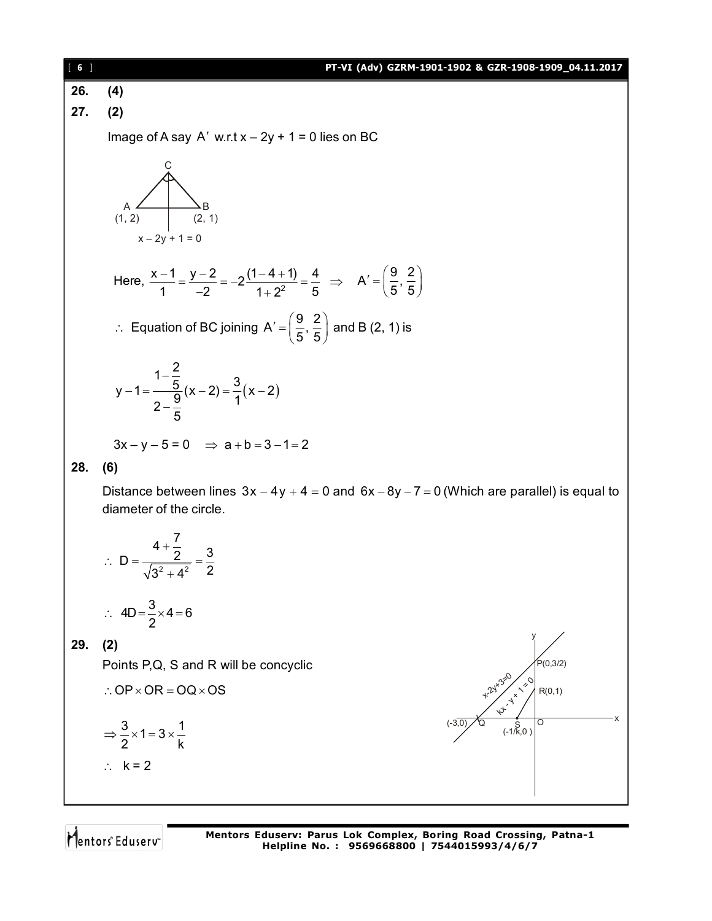**26.** **(4)**

**27.** **(2)**

Image of A say $A'$ w.r.t $x - 2y + 1 = 0$ lies on BC

Here, $\frac{x-1}{1} = \frac{y-2}{-2} = -2\frac{(1-4+1)}{1+2^2} = \frac{4}{5} \Rightarrow A' = \left(\frac{9}{5}, \frac{2}{5}\right)$

$\therefore$ Equation of BC joining $A' = \left(\frac{9}{5}, \frac{2}{5}\right)$ and B (2, 1) is

$$y - 1 = \frac{1-\frac{2}{5}}{2-\frac{9}{5}}(x-2) = \frac{3}{1}(x-2)$$

$3x - y - 5 = 0 \quad \Rightarrow a + b = 3 - 1 = 2$

**28.** **(6)**

Distance between lines $3x - 4y + 4 = 0$ and $6x - 8y - 7 = 0$ (Which are parallel) is equal to diameter of the circle.

$$\therefore D = \frac{4+\frac{7}{2}}{\sqrt{3^2+4^2}} = \frac{3}{2}$$

$$\therefore 4D = \frac{3}{2} \times 4 = 6$$

**29.** **(2)**

Points P,Q, S and R will be concyclic

$\therefore OP \times OR = OQ \times OS$

$$\Rightarrow \frac{3}{2} \times 1 = 3 \times \frac{1}{k}$$

$\therefore$ k = 2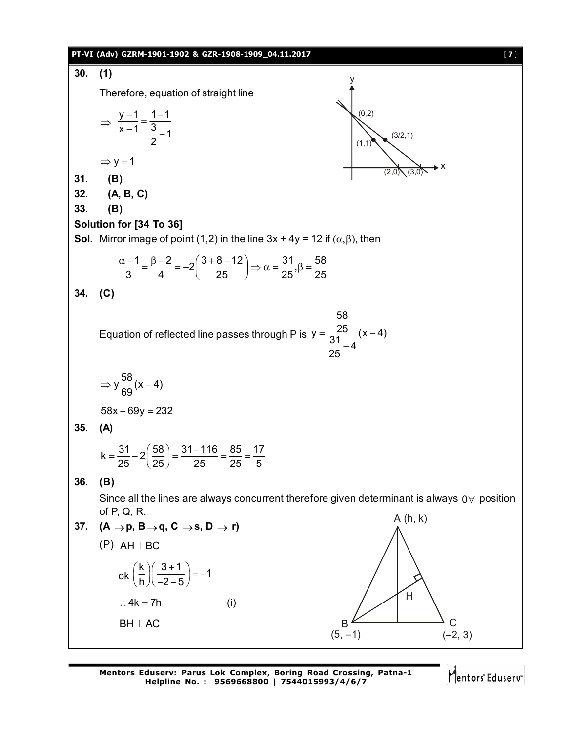**30. (1)**

Therefore, equation of straight line

$$\Rightarrow \frac{y-1}{x-1} = \frac{1-1}{\frac{3}{2}-1}$$

$$\Rightarrow y = 1$$

**31. (B)**

**32. (A, B, C)**

**33. (B)**

**Solution for [34 To 36]**

**Sol.** Mirror image of point (1,2) in the line 3x + 4y = 12 if $(\alpha, \beta)$, then

$$\frac{\alpha-1}{3} = \frac{\beta-2}{4} = -2\left(\frac{3+8-12}{25}\right) \Rightarrow \alpha = \frac{31}{25}, \beta = \frac{58}{25}$$

**34. (C)**

Equation of reflected line passes through P is $y = \dfrac{\frac{58}{25}}{\frac{31}{25}-4}(x-4)$

$$\Rightarrow y \frac{58}{69}(x-4)$$

$$58x - 69y = 232$$

**35. (A)**

$$k = \frac{31}{25} - 2\left(\frac{58}{25}\right) = \frac{31-116}{25} = \frac{85}{25} = \frac{17}{5}$$

**36. (B)**

Since all the lines are always concurrent therefore given determinant is always $0 \forall$ position of P, Q, R.

**37. (A $\to$ p, B $\to$ q, C $\to$ s, D $\to$ r)**

(P) $AH \perp BC$

$$\text{ok} \left(\frac{k}{h}\right)\left(\frac{3+1}{-2-5}\right) = -1$$

$$\therefore 4k = 7h \qquad \text{(i)}$$

$BH \perp AC$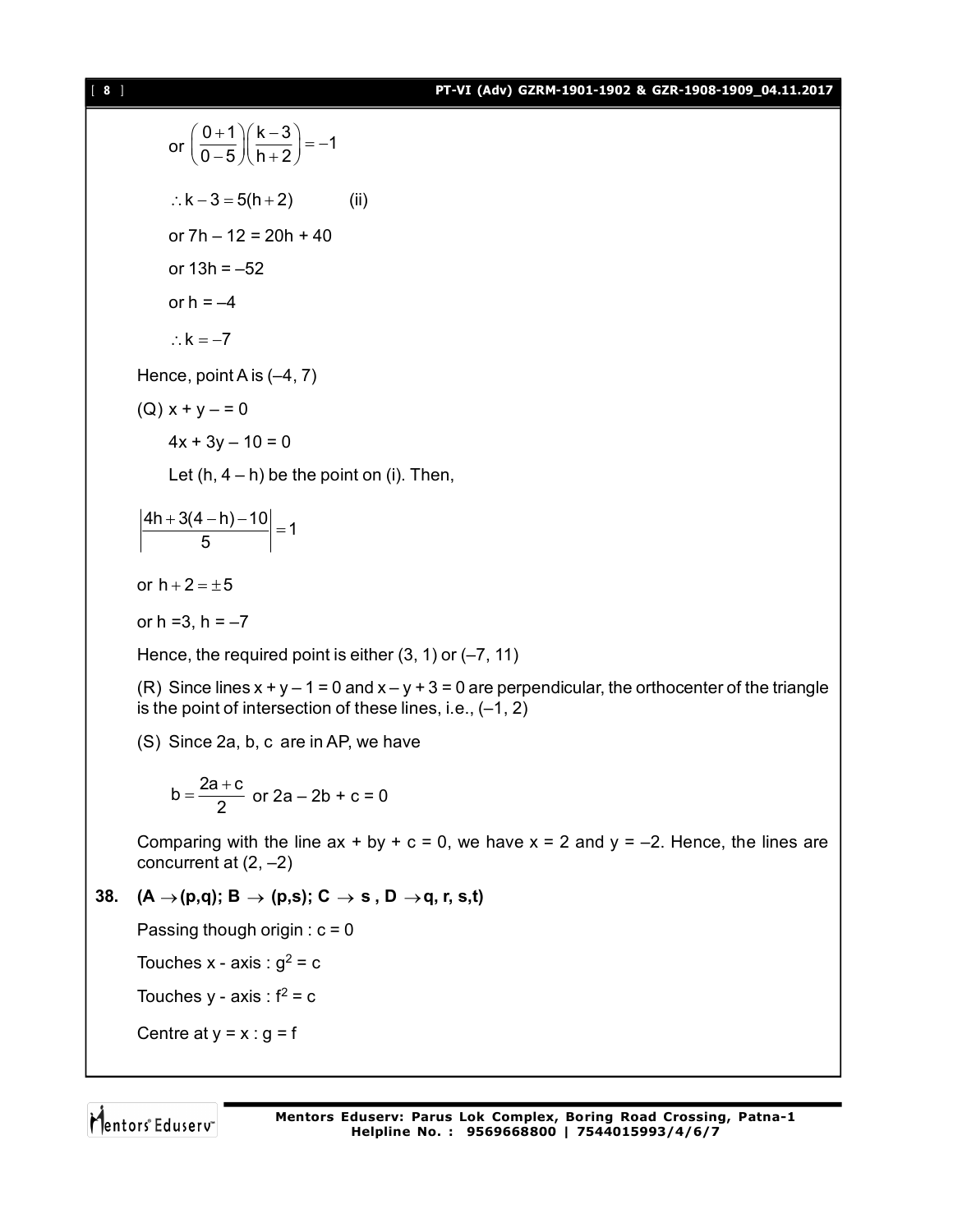or $\left(\frac{0+1}{0-5}\right)\left(\frac{k-3}{h+2}\right)=-1$

$\therefore k-3=5(h+2)$ (ii)

or 7h – 12 = 20h + 40

or 13h = –52

or h = –4

$\therefore k=-7$

Hence, point A is (–4, 7)

(Q) x + y – = 0

$4x + 3y - 10 = 0$

Let (h, 4 – h) be the point on (i). Then,

$$\left|\frac{4h+3(4-h)-10}{5}\right|=1$$

or $h+2=\pm 5$

or h =3, h = –7

Hence, the required point is either (3, 1) or (–7, 11)

(R) Since lines x + y – 1 = 0 and x – y + 3 = 0 are perpendicular, the orthocenter of the triangle is the point of intersection of these lines, i.e., (–1, 2)

(S) Since 2a, b, c are in AP, we have

$b=\frac{2a+c}{2}$ or 2a – 2b + c = 0

Comparing with the line ax + by + c = 0, we have x = 2 and y = –2. Hence, the lines are concurrent at (2, –2)

**38.** **(A $\rightarrow$ (p,q); B $\rightarrow$ (p,s); C $\rightarrow$ s , D $\rightarrow$ q, r, s,t)**

Passing though origin : c = 0

Touches x - axis : $g^2 = c$

Touches y - axis : $f^2 = c$

Centre at y = x : g = f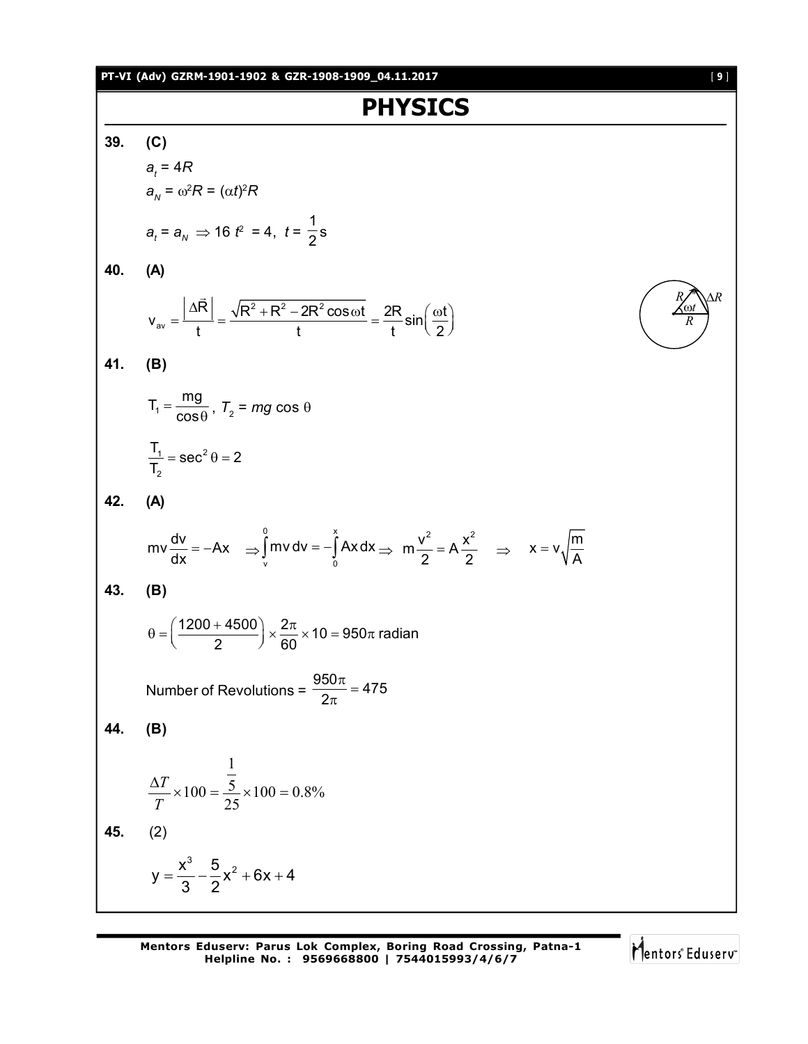# PHYSICS

**39.** **(C)**

$a_t = 4R$

$a_N = \omega^2 R = (\alpha t)^2 R$

$a_t = a_N \Rightarrow 16\, t^2 = 4,\ t = \frac{1}{2}$ s

**40.** **(A)**

$$v_{av} = \frac{\left|\Delta \vec{R}\right|}{t} = \frac{\sqrt{R^2 + R^2 - 2R^2 \cos\omega t}}{t} = \frac{2R}{t}\sin\left(\frac{\omega t}{2}\right)$$

**41.** **(B)**

$T_1 = \frac{mg}{\cos\theta}$, $T_2 = mg \cos \theta$

$$\frac{T_1}{T_2} = \sec^2\theta = 2$$

**42.** **(A)**

$$mv\frac{dv}{dx} = -Ax \quad \Rightarrow \int_v^0 mv\, dv = -\int_0^x Ax\, dx \Rightarrow \quad m\frac{v^2}{2} = A\frac{x^2}{2} \quad \Rightarrow \quad x = v\sqrt{\frac{m}{A}}$$

**43.** **(B)**

$$\theta = \left(\frac{1200 + 4500}{2}\right) \times \frac{2\pi}{60} \times 10 = 950\pi \text{ radian}$$

Number of Revolutions = $\frac{950\pi}{2\pi} = 475$

**44.** **(B)**

$$\frac{\Delta T}{T} \times 100 = \frac{\frac{1}{5}}{25} \times 100 = 0.8\%$$

**45.** (2)

$$y = \frac{x^3}{3} - \frac{5}{2}x^2 + 6x + 4$$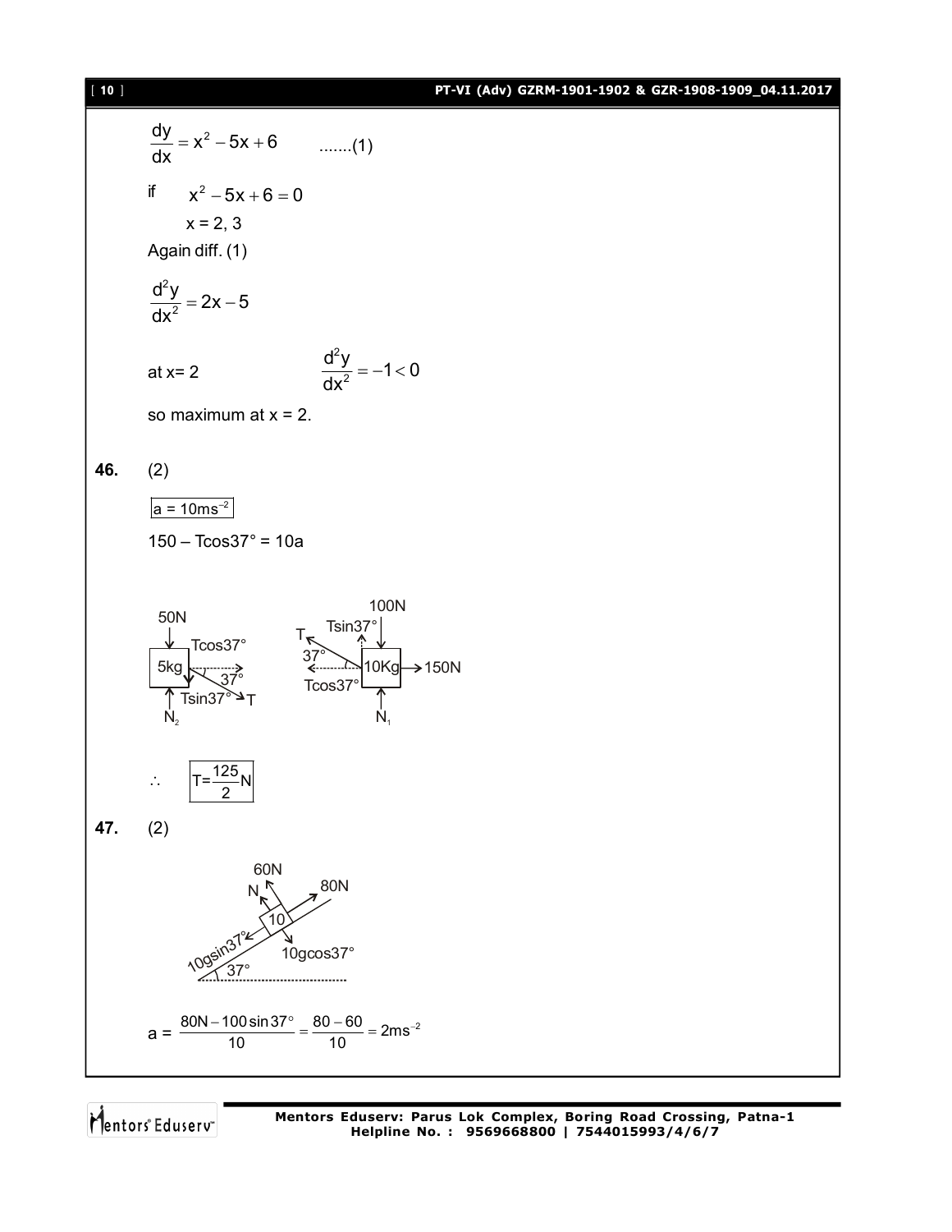$$\frac{dy}{dx} = x^2 - 5x + 6 \qquad .......(1)$$

if $\quad x^2 - 5x + 6 = 0$

$x = 2, 3$

Again diff. (1)

$$\frac{d^2y}{dx^2} = 2x - 5$$

at x= 2 $\qquad \frac{d^2y}{dx^2} = -1 < 0$

so maximum at x = 2.

**46.** (2)

$\boxed{a = 10ms^{-2}}$

$150 - T\cos 37° = 10a$

$\therefore \quad \boxed{T = \frac{125}{2} N}$

**47.** (2)

$$a = \frac{80N - 100\sin 37°}{10} = \frac{80 - 60}{10} = 2ms^{-2}$$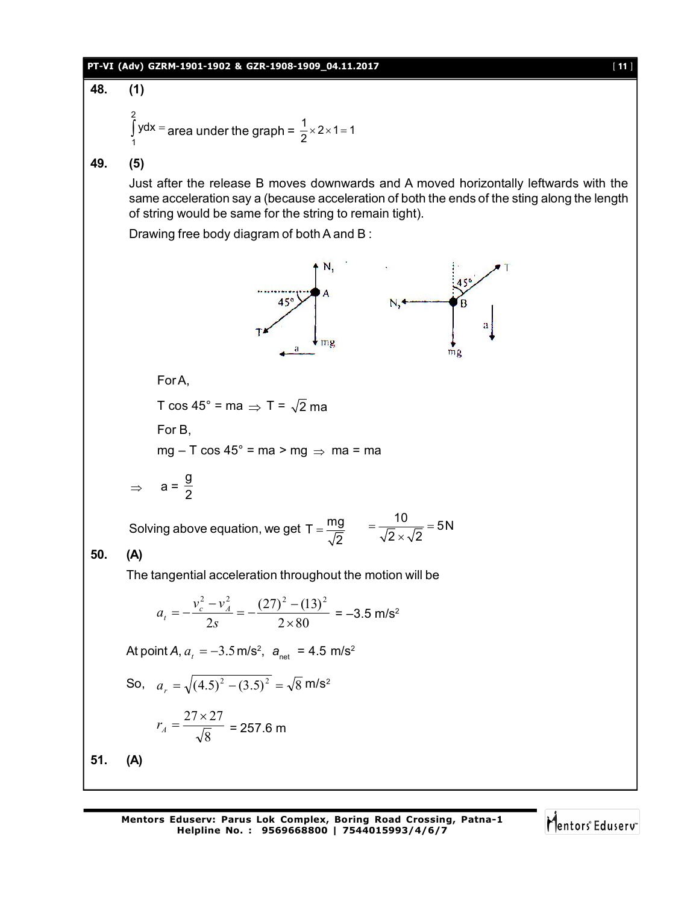**48. (1)**

$$\int_1^2 ydx = \text{area under the graph} = \frac{1}{2}\times 2\times 1 = 1$$

**49. (5)**

Just after the release B moves downwards and A moved horizontally leftwards with the same acceleration say a (because acceleration of both the ends of the sting along the length of string would be same for the string to remain tight).

Drawing free body diagram of both A and B :

For A,

T cos 45° = ma $\Rightarrow$ T = $\sqrt{2}$ ma

For B,

mg – T cos 45° = ma > mg $\Rightarrow$ ma = ma

$$\Rightarrow \quad a = \frac{g}{2}$$

Solving above equation, we get $T = \frac{mg}{\sqrt{2}} \quad = \frac{10}{\sqrt{2}\times\sqrt{2}} = 5\text{N}$

**50. (A)**

The tangential acceleration throughout the motion will be

$$a_t = -\frac{v_c^2 - v_A^2}{2s} = -\frac{(27)^2 - (13)^2}{2\times 80} = -3.5 \text{ m/s}^2$$

At point *A*, $a_t = -3.5$ m/s², $a_{\text{net}}$ = 4.5 m/s²

So, $a_r = \sqrt{(4.5)^2 - (3.5)^2} = \sqrt{8}$ m/s²

$$r_A = \frac{27\times 27}{\sqrt{8}} = 257.6 \text{ m}$$

**51. (A)**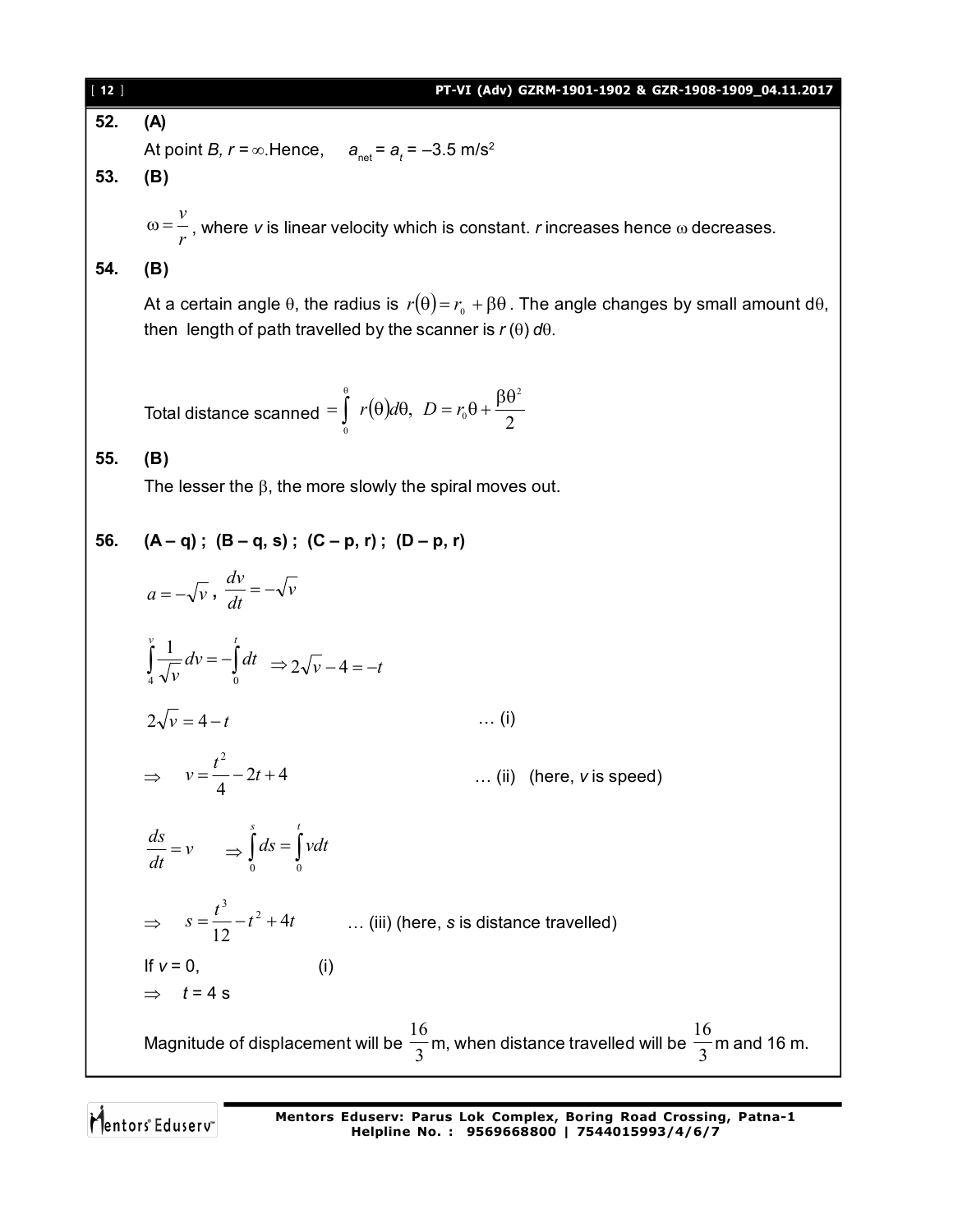**52. (A)**

At point *B*, $r = \infty$. Hence, $a_{net} = a_t = -3.5$ m/s$^2$

**53. (B)**

$\omega = \frac{v}{r}$, where *v* is linear velocity which is constant. *r* increases hence $\omega$ decreases.

**54. (B)**

At a certain angle $\theta$, the radius is $r(\theta) = r_0 + \beta\theta$. The angle changes by small amount $d\theta$, then length of path travelled by the scanner is $r(\theta)\, d\theta$.

Total distance scanned $= \int_0^{\theta} r(\theta) d\theta,\ D = r_0\theta + \frac{\beta\theta^2}{2}$

**55. (B)**

The lesser the $\beta$, the more slowly the spiral moves out.

**56. (A – q) ; (B – q, s) ; (C – p, r) ; (D – p, r)**

$a = -\sqrt{v}$, $\frac{dv}{dt} = -\sqrt{v}$

$$\int_4^v \frac{1}{\sqrt{v}} dv = -\int_0^t dt \Rightarrow 2\sqrt{v} - 4 = -t$$

$$2\sqrt{v} = 4 - t \qquad \ldots \text{(i)}$$

$$\Rightarrow \quad v = \frac{t^2}{4} - 2t + 4 \qquad \ldots \text{(ii)} \quad \text{(here, } v \text{ is speed)}$$

$$\frac{ds}{dt} = v \quad \Rightarrow \int_0^s ds = \int_0^t v dt$$

$$\Rightarrow \quad s = \frac{t^3}{12} - t^2 + 4t \qquad \ldots \text{(iii) (here, } s \text{ is distance travelled)}$$

If $v = 0$, (i)

$\Rightarrow \quad t = 4$ s

Magnitude of displacement will be $\frac{16}{3}$ m, when distance travelled will be $\frac{16}{3}$ m and 16 m.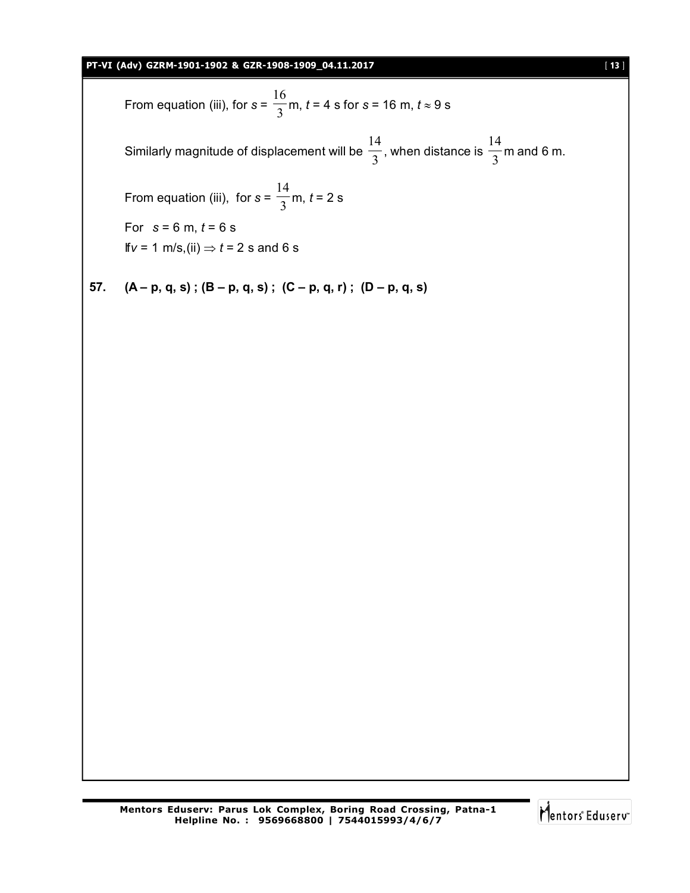From equation (iii), for $s = \frac{16}{3}$ m, $t = 4$ s for $s = 16$ m, $t \approx 9$ s

Similarly magnitude of displacement will be $\frac{14}{3}$, when distance is $\frac{14}{3}$ m and 6 m.

From equation (iii), for $s = \frac{14}{3}$ m, $t = 2$ s

For $s = 6$ m, $t = 6$ s

If $v = 1$ m/s,(ii) $\Rightarrow t = 2$ s and 6 s

**57. (A – p, q, s) ; (B – p, q, s) ; (C – p, q, r) ; (D – p, q, s)**